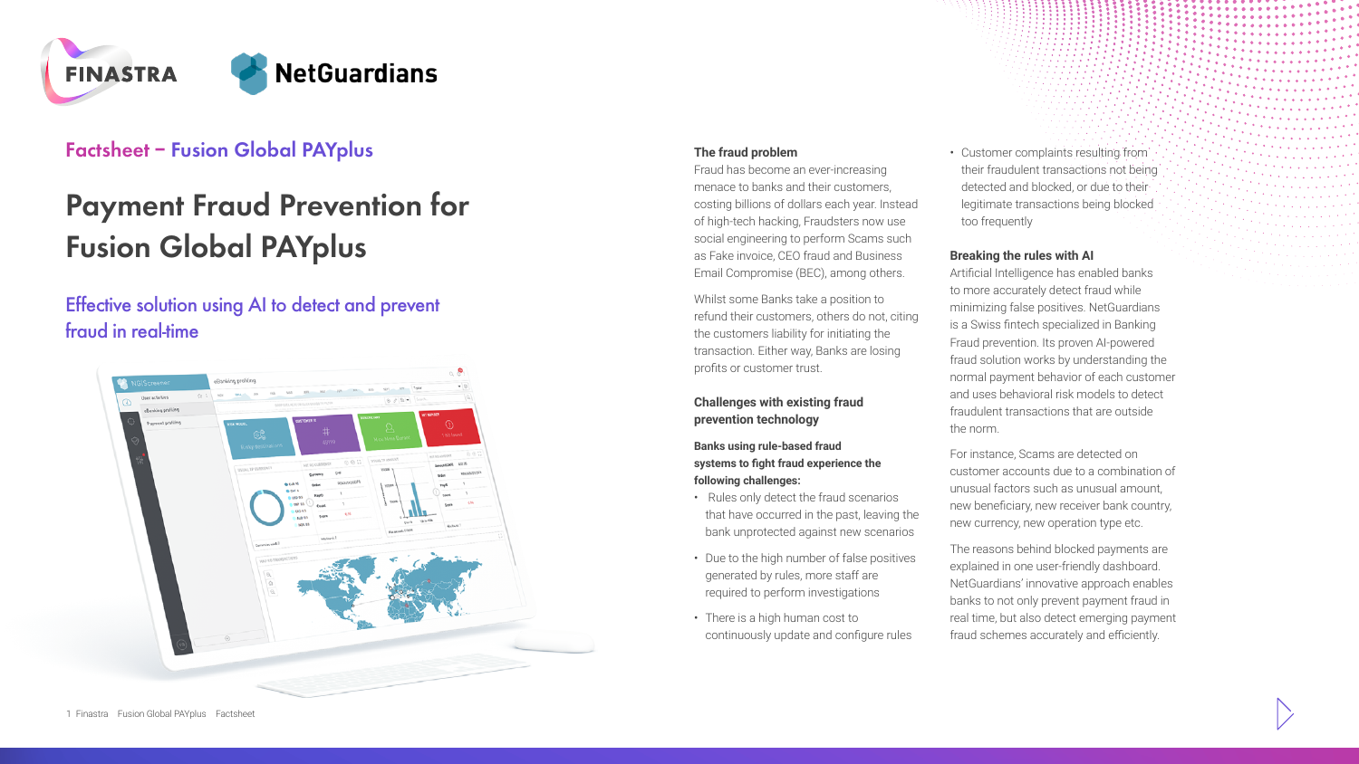FINASTRA NetGuardians

Factsheet – Fusion Global PAYplus

# Payment Fraud Prevention for Fusion Global PAYplus

## Effective solution using AI to detect and prevent fraud in real-time

### The fraud problem

Fraud has become an ever-increasing menace to banks and their customers, costing billions of dollars each year. Instead of high-tech hacking, Fraudsters now use social engineering to perform Scams such as Fake invoice, CEO fraud and Business Email Compromise (BEC), among others.

Whilst some Banks take a position to refund their customers, others do not, citing the customers liability for initiating the transaction. Either way, Banks are losing profits or customer trust.

### Challenges with existing fraud prevention technology

**Banks using rule-based fraud systems to fight fraud experience the following challenges:**

- Rules only detect the fraud scenarios that have occurred in the past, leaving the bank unprotected against new scenarios
- Due to the high number of false positives generated by rules, more staff are required to perform investigations
- There is a high human cost to continuously update and configure rules
- Customer complaints resulting from their fraudulent transactions not being detected and blocked, or due to their legitimate transactions being blocked too frequently

### Breaking the rules with AI

Artificial Intelligence has enabled banks to more accurately detect fraud while minimizing false positives. NetGuardians is a Swiss fintech specialized in Banking Fraud prevention. Its proven AI-powered fraud solution works by understanding the normal payment behavior of each customer and uses behavioral risk models to detect fraudulent transactions that are outside the norm.

For instance, Scams are detected on customer accounts due to a combination of unusual factors such as unusual amount, new beneficiary, new receiver bank country, new currency, new operation type etc.

The reasons behind blocked payments are explained in one user-friendly dashboard. NetGuardians' innovative approach enables banks to not only prevent payment fraud in real time, but also detect emerging payment fraud schemes accurately and efficiently.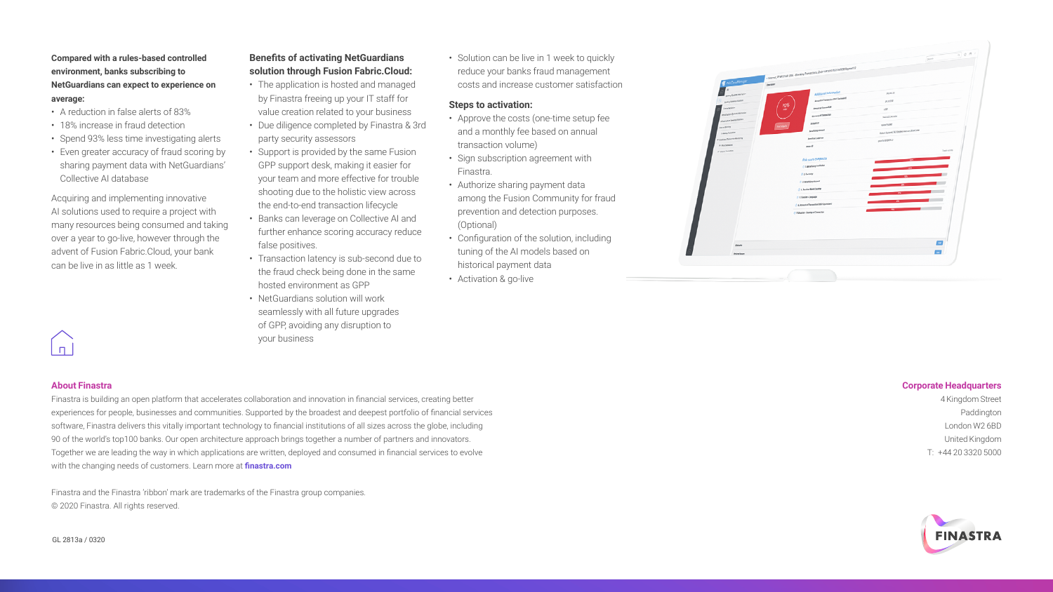**Compared with a rules-based controlled environment, banks subscribing to NetGuardians can expect to experience on average:**

- A reduction in false alerts of 83%
- 18% increase in fraud detection
- Spend 93% less time investigating alerts
- Even greater accuracy of fraud scoring by sharing payment data with NetGuardians' Collective AI database

Acquiring and implementing innovative AI solutions used to require a project with many resources being consumed and taking over a year to go-live, however through the advent of Fusion Fabric.Cloud, your bank can be live in as little as 1 week.

**Benefits of activating NetGuardians solution through Fusion Fabric.Cloud:**

- The application is hosted and managed by Finastra freeing up your IT staff for value creation related to your business
- Due diligence completed by Finastra & 3rd party security assessors
- Support is provided by the same Fusion GPP support desk, making it easier for your team and more effective for trouble shooting due to the holistic view across the end-to-end transaction lifecycle
- Banks can leverage on Collective AI and further enhance scoring accuracy reduce false positives.
- Transaction latency is sub-second due to the fraud check being done in the same hosted environment as GPP
- NetGuardians solution will work seamlessly with all future upgrades of GPP, avoiding any disruption to your business
- Solution can be live in 1 week to quickly reduce your banks fraud management costs and increase customer satisfaction

**Steps to activation:**

- Approve the costs (one-time setup fee and a monthly fee based on annual transaction volume)
- Sign subscription agreement with Finastra.
- Authorize sharing payment data among the Fusion Community for fraud prevention and detection purposes. (Optional)
- Configuration of the solution, including tuning of the AI models based on historical payment data
- Activation & go-live

**About Finastra**

Finastra is building an open platform that accelerates collaboration and innovation in financial services, creating better experiences for people, businesses and communities. Supported by the broadest and deepest portfolio of financial services software, Finastra delivers this vitally important technology to financial institutions of all sizes across the globe, including 90 of the world's top100 banks. Our open architecture approach brings together a number of partners and innovators. Together we are leading the way in which applications are written, deployed and consumed in financial services to evolve with the changing needs of customers. Learn more at **finastra.com**

Finastra and the Finastra 'ribbon' mark are trademarks of the Finastra group companies.
© 2020 Finastra. All rights reserved.

**Corporate Headquarters**

4 Kingdom Street
Paddington
London W2 6BD
United Kingdom
T: +44 20 3320 5000

GL 2813a / 0320